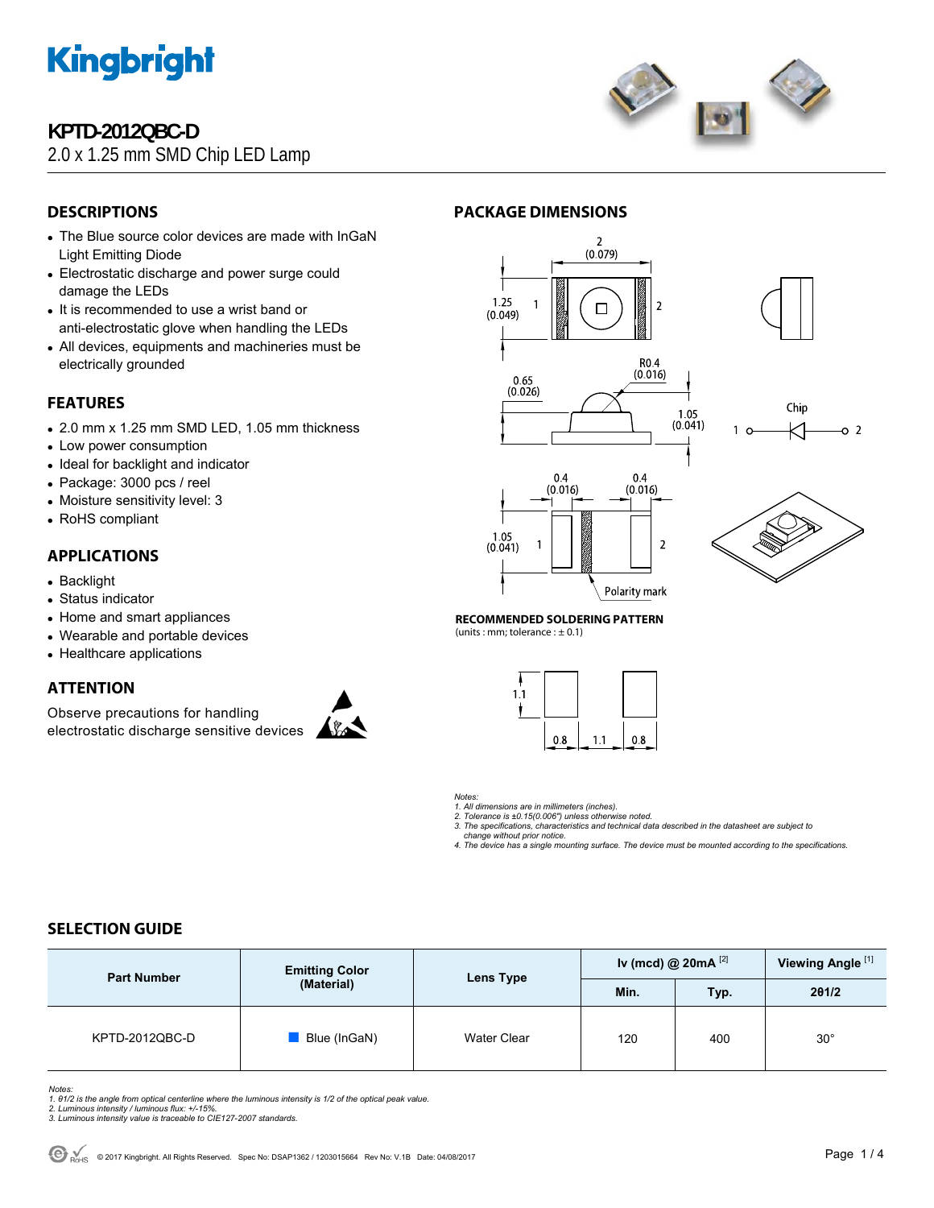# Kingbright

## KPTD-2012QBC-D

2.0 x 1.25 mm SMD Chip LED Lamp

## DESCRIPTIONS

- The Blue source color devices are made with InGaN Light Emitting Diode
- Electrostatic discharge and power surge could damage the LEDs
- It is recommended to use a wrist band or anti-electrostatic glove when handling the LEDs
- All devices, equipments and machineries must be electrically grounded

## FEATURES

- 2.0 mm x 1.25 mm SMD LED, 1.05 mm thickness
- Low power consumption
- Ideal for backlight and indicator
- Package: 3000 pcs / reel
- Moisture sensitivity level: 3
- RoHS compliant

## APPLICATIONS

- Backlight
- Status indicator
- Home and smart appliances
- Wearable and portable devices
- Healthcare applications

## ATTENTION

Observe precautions for handling electrostatic discharge sensitive devices

## PACKAGE DIMENSIONS

2 (0.079), 1.25 (0.049), R0.4 (0.016), 0.65 (0.026), 1.05 (0.041), 0.4 (0.016), 0.4 (0.016), 1.05 (0.041), Polarity mark, Chip

**RECOMMENDED SOLDERING PATTERN**
(units : mm; tolerance : ± 0.1)

1.1, 0.8, 1.1, 0.8

*Notes:*
*1. All dimensions are in millimeters (inches).*
*2. Tolerance is ±0.15(0.006") unless otherwise noted.*
*3. The specifications, characteristics and technical data described in the datasheet are subject to change without prior notice.*
*4. The device has a single mounting surface. The device must be mounted according to the specifications.*

## SELECTION GUIDE

| Part Number | Emitting Color (Material) | Lens Type | Iv (mcd) @ 20mA [2] | | Viewing Angle [1] |
|---|---|---|---|---|---|
| | | | Min. | Typ. | 2θ1/2 |
| KPTD-2012QBC-D | Blue (InGaN) | Water Clear | 120 | 400 | 30° |

*Notes:*
*1. θ1/2 is the angle from optical centerline where the luminous intensity is 1/2 of the optical peak value.*
*2. Luminous intensity / luminous flux: +/-15%.*
*3. Luminous intensity value is traceable to CIE127-2007 standards.*

© 2017 Kingbright. All Rights Reserved. Spec No: DSAP1362 / 1203015664 Rev No: V.1B Date: 04/08/2017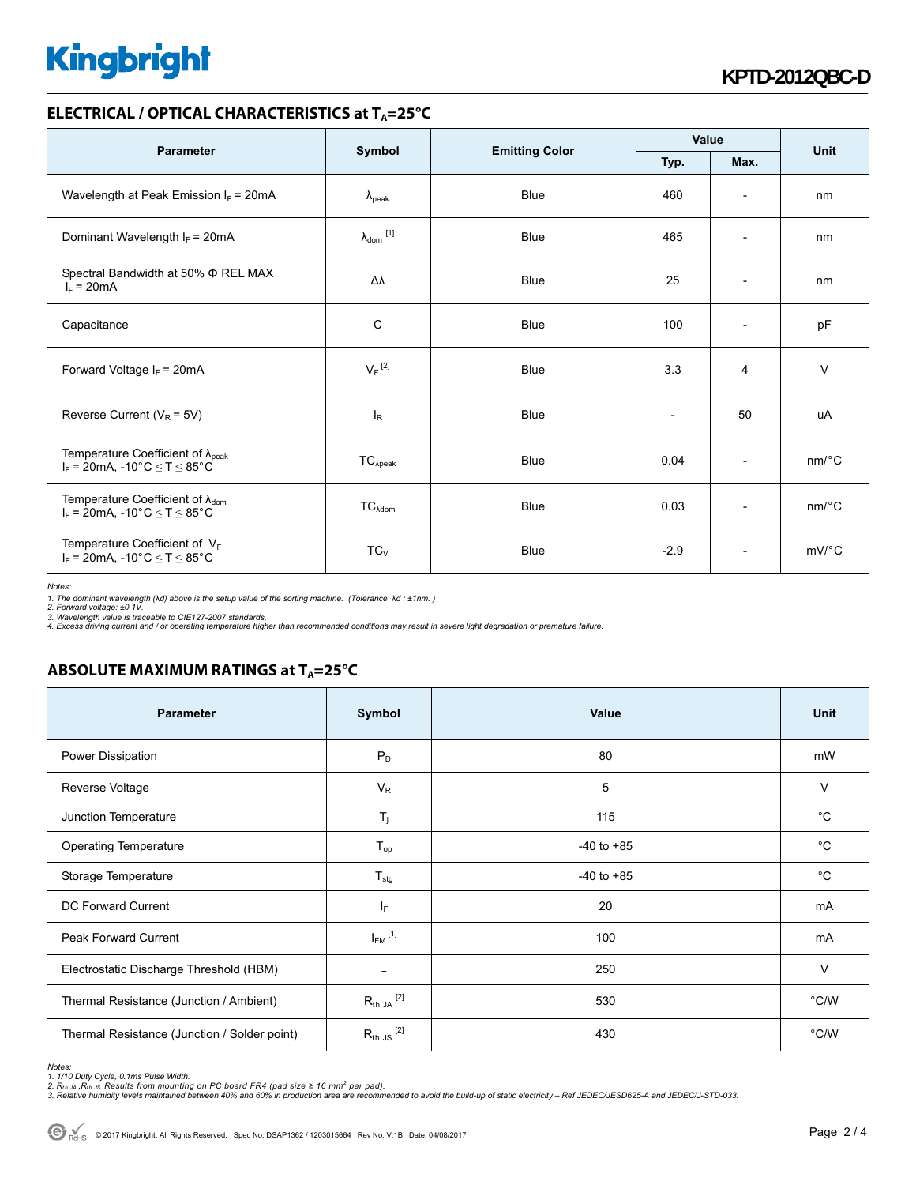## ELECTRICAL / OPTICAL CHARACTERISTICS at $T_A$=25°C

| Parameter | Symbol | Emitting Color | Value | | Unit |
|---|---|---|---|---|---|
| | | | Typ. | Max. | |
| Wavelength at Peak Emission $I_F$ = 20mA | $\lambda_{peak}$ | Blue | 460 | - | nm |
| Dominant Wavelength $I_F$ = 20mA | $\lambda_{dom}$ [1] | Blue | 465 | - | nm |
| Spectral Bandwidth at 50% Φ REL MAX $I_F$ = 20mA | Δλ | Blue | 25 | - | nm |
| Capacitance | C | Blue | 100 | - | pF |
| Forward Voltage $I_F$ = 20mA | $V_F$ [2] | Blue | 3.3 | 4 | V |
| Reverse Current ($V_R$ = 5V) | $I_R$ | Blue | - | 50 | uA |
| Temperature Coefficient of $\lambda_{peak}$ $I_F$ = 20mA, -10°C ≤ T ≤ 85°C | $TC_{\lambda peak}$ | Blue | 0.04 | - | nm/°C |
| Temperature Coefficient of $\lambda_{dom}$ $I_F$ = 20mA, -10°C ≤ T ≤ 85°C | $TC_{\lambda dom}$ | Blue | 0.03 | - | nm/°C |
| Temperature Coefficient of $V_F$ $I_F$ = 20mA, -10°C ≤ T ≤ 85°C | $TC_V$ | Blue | -2.9 | - | mV/°C |

*Notes:*
*1. The dominant wavelength (λd) above is the setup value of the sorting machine. (Tolerance λd : ±1nm. )*
*2. Forward voltage: ±0.1V.*
*3. Wavelength value is traceable to CIE127-2007 standards.*
*4. Excess driving current and / or operating temperature higher than recommended conditions may result in severe light degradation or premature failure.*

## ABSOLUTE MAXIMUM RATINGS at $T_A$=25°C

| Parameter | Symbol | Value | Unit |
|---|---|---|---|
| Power Dissipation | $P_D$ | 80 | mW |
| Reverse Voltage | $V_R$ | 5 | V |
| Junction Temperature | $T_j$ | 115 | °C |
| Operating Temperature | $T_{op}$ | -40 to +85 | °C |
| Storage Temperature | $T_{stg}$ | -40 to +85 | °C |
| DC Forward Current | $I_F$ | 20 | mA |
| Peak Forward Current | $I_{FM}$ [1] | 100 | mA |
| Electrostatic Discharge Threshold (HBM) | - | 250 | V |
| Thermal Resistance (Junction / Ambient) | $R_{th\ JA}$ [2] | 530 | °C/W |
| Thermal Resistance (Junction / Solder point) | $R_{th\ JS}$ [2] | 430 | °C/W |

*Notes:*
*1. 1/10 Duty Cycle, 0.1ms Pulse Width.*
*2. $R_{th\ JA}$ ,$R_{th\ JS}$ Results from mounting on PC board FR4 (pad size ≥ 16 $mm^2$ per pad).*
*3. Relative humidity levels maintained between 40% and 60% in production area are recommended to avoid the build-up of static electricity – Ref JEDEC/JESD625-A and JEDEC/J-STD-033.*

© 2017 Kingbright. All Rights Reserved. Spec No: DSAP1362 / 1203015664 Rev No: V.1B Date: 04/08/2017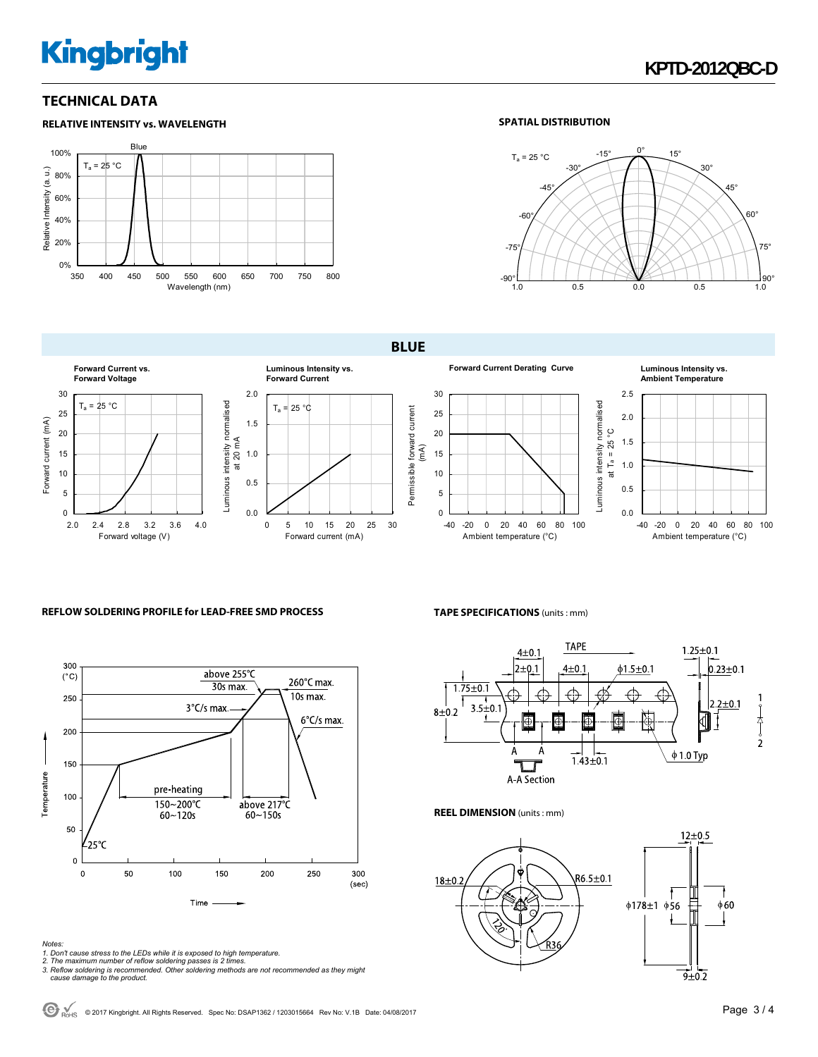## TECHNICAL DATA

### RELATIVE INTENSITY vs. WAVELENGTH

### SPATIAL DISTRIBUTION

## BLUE

**Forward Current vs. Forward Voltage**

**Luminous Intensity vs. Forward Current**

**Forward Current Derating Curve**

**Luminous Intensity vs. Ambient Temperature**

### REFLOW SOLDERING PROFILE for LEAD-FREE SMD PROCESS

### TAPE SPECIFICATIONS (units : mm)

### REEL DIMENSION (units : mm)

*Notes:*
1. *Don't cause stress to the LEDs while it is exposed to high temperature.*
2. *The maximum number of reflow soldering passes is 2 times.*
3. *Reflow soldering is recommended. Other soldering methods are not recommended as they might cause damage to the product.*

© 2017 Kingbright. All Rights Reserved. Spec No: DSAP1362 / 1203015664 Rev No: V.1B Date: 04/08/2017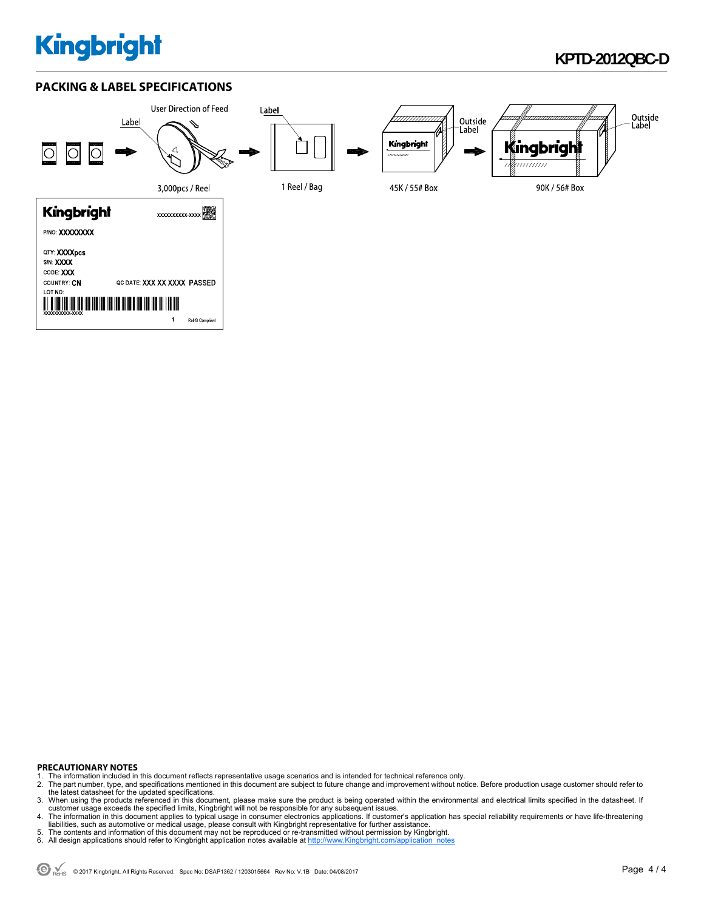## PACKING & LABEL SPECIFICATIONS

User Direction of Feed

Label

Label

Outside Label

Outside Label

3,000pcs / Reel

1 Reel / Bag

45K / 55# Box

90K / 56# Box

Kingbright

XXXXXXXXXX-XXXX

P/NO: XXXXXXXX

QTY: XXXXpcs

S/N: XXXX

CODE: XXX

COUNTRY: CN

QC DATE: XXX XX XXXX PASSED

LOT NO:

XXXXXXXXXX-XXXX

1

RoHS Compliant

**PRECAUTIONARY NOTES**

1. The information included in this document reflects representative usage scenarios and is intended for technical reference only.
2. The part number, type, and specifications mentioned in this document are subject to future change and improvement without notice. Before production usage customer should refer to the latest datasheet for the updated specifications.
3. When using the products referenced in this document, please make sure the product is being operated within the environmental and electrical limits specified in the datasheet. If customer usage exceeds the specified limits, Kingbright will not be responsible for any subsequent issues.
4. The information in this document applies to typical usage in consumer electronics applications. If customer's application has special reliability requirements or have life-threatening liabilities, such as automotive or medical usage, please consult with Kingbright representative for further assistance.
5. The contents and information of this document may not be reproduced or re-transmitted without permission by Kingbright.
6. All design applications should refer to Kingbright application notes available at http://www.Kingbright.com/application_notes

© 2017 Kingbright. All Rights Reserved. Spec No: DSAP1362 / 1203015664 Rev No: V.1B Date: 04/08/2017